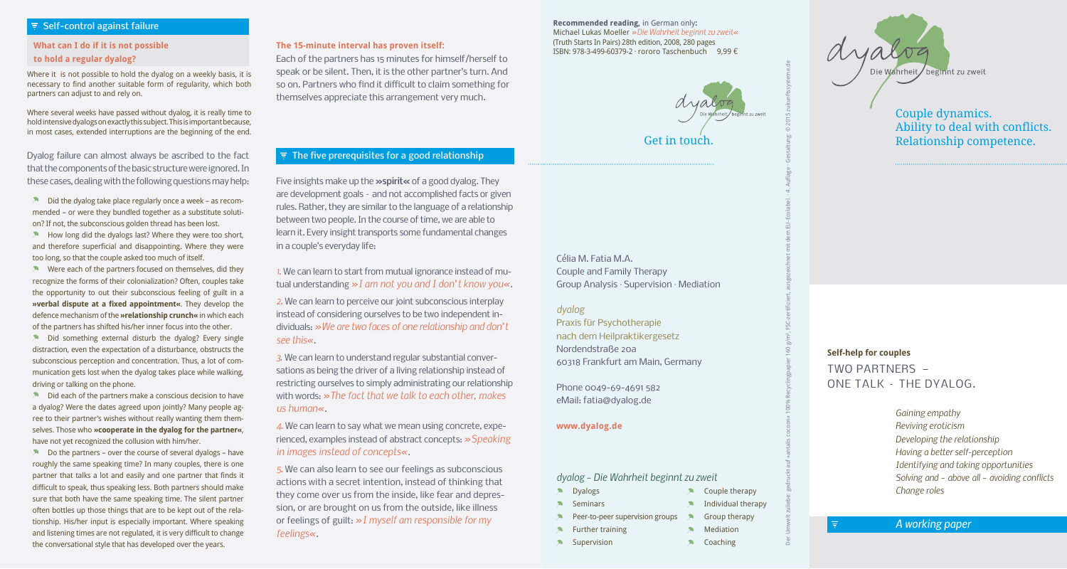## Self-control against failure

### What can I do if it is not possible to hold a regular dyalog?

Where it is not possible to hold the dyalog on a weekly basis, it is necessary to find another suitable form of regularity, which both partners can adjust to and rely on.

Where several weeks have passed without dyalog, it is really time to hold intensive dyalogs on exactly this subject. This is important because, in most cases, extended interruptions are the beginning of the end.

Dyalog failure can almost always be ascribed to the fact that the components of the basic structure were ignored. In these cases, dealing with the following questions may help:

- Did the dyalog take place regularly once a week – as recommended – or were they bundled together as a substitute solution? If not, the subconscious golden thread has been lost.
- How long did the dyalogs last? Where they were too short, and therefore superficial and disappointing. Where they were too long, so that the couple asked too much of itself.
- Were each of the partners focused on themselves, did they recognize the forms of their colonialization? Often, couples take the opportunity to out their subconscious feeling of guilt in a **»verbal dispute at a fixed appointment«**. They develop the defence mechanism of the **»relationship crunch«** in which each of the partners has shifted his/her inner focus into the other.
- Did something external disturb the dyalog? Every single distraction, even the expectation of a disturbance, obstructs the subconscious perception and concentration. Thus, a lot of communication gets lost when the dyalog takes place while walking, driving or talking on the phone.
- Did each of the partners make a conscious decision to have a dyalog? Were the dates agreed upon jointly? Many people agree to their partner's wishes without really wanting them themselves. Those who **»cooperate in the dyalog for the partner«**, have not yet recognized the collusion with him/her.
- Do the partners – over the course of several dyalogs – have roughly the same speaking time? In many couples, there is one partner that talks a lot and easily and one partner that finds it difficult to speak, thus speaking less. Both partners should make sure that both have the same speaking time. The silent partner often bottles up those things that are to be kept out of the relationship. His/her input is especially important. Where speaking and listening times are not regulated, it is very difficult to change the conversational style that has developed over the years.

**The 15-minute interval has proven itself:**

Each of the partners has 15 minutes for himself/herself to speak or be silent. Then, it is the other partner's turn. And so on. Partners who find it difficult to claim something for themselves appreciate this arrangement very much.

## The five prerequisites for a good relationship

Five insights make up the **»spirit«** of a good dyalog. They are development goals - and not accomplished facts or given rules. Rather, they are similar to the language of a relationship between two people. In the course of time, we are able to learn it. Every insight transports some fundamental changes in a couple's everyday life:

1. We can learn to start from mutual ignorance instead of mutual understanding *»I am not you and I don't know you«*.

2. We can learn to perceive our joint subconscious interplay instead of considering ourselves to be two independent individuals: *»We are two faces of one relationship and don't see this«*.

3. We can learn to understand regular substantial conversations as being the driver of a living relationship instead of restricting ourselves to simply administrating our relationship with words: *»The fact that we talk to each other, makes us human«*.

4. We can learn to say what we mean using concrete, experienced, examples instead of abstract concepts: *»Speaking in images instead of concepts«*.

5. We can also learn to see our feelings as subconscious actions with a secret intention, instead of thinking that they come over us from the inside, like fear and depression, or are brought on us from the outside, like illness or feelings of guilt: *»I myself am responsible for my feelings«*.

**Recommended reading,** in German only**:**
Michael Lukas Moeller *»Die Wahrheit beginnt zu zweit«*
(Truth Starts In Pairs) 28th edition, 2008, 280 pages
ISBN: 978-3-499-60379-2 · rororo Taschenbuch 9,99 €

dyalog – Die Wahrheit beginnt zu zweit

Get in touch.

Célia M. Fatia M.A.
Couple and Family Therapy
Group Analysis · Supervision · Mediation

*dyalog*
Praxis für Psychotherapie
nach dem Heilpraktikergesetz
Nordendstraße 20a
60318 Frankfurt am Main, Germany

Phone 0049-69-4691 582
eMail: fatia@dyalog.de

**www.dyalog.de**

*dyalog – Die Wahrheit beginnt zu zweit*

- Dyalogs
- Seminars
- Peer-to-peer supervision groups
- Further training
- Supervision
- Couple therapy
- Individual therapy
- Group therapy
- Mediation
- Coaching

Der Umwelt zuliebe: gedruckt auf »antalis cocoon« 100% Recyclingpapier 160 g/m², FSC-zertifiziert, ausgezeichnet mit dem EU-Ecolabel. · 4. Auflage · Gestaltung: © 2015 zukunftssysteme.de

dyalog – Die Wahrheit beginnt zu zweit

Couple dynamics.
Ability to deal with conflicts.
Relationship competence.

**Self-help for couples**
TWO PARTNERS –
ONE TALK - THE DYALOG.

*Gaining empathy*
*Reviving eroticism*
*Developing the relationship*
*Having a better self-perception*
*Identifying and taking opportunities*
*Solving and – above all – avoiding conflicts*
*Change roles*

*A working paper*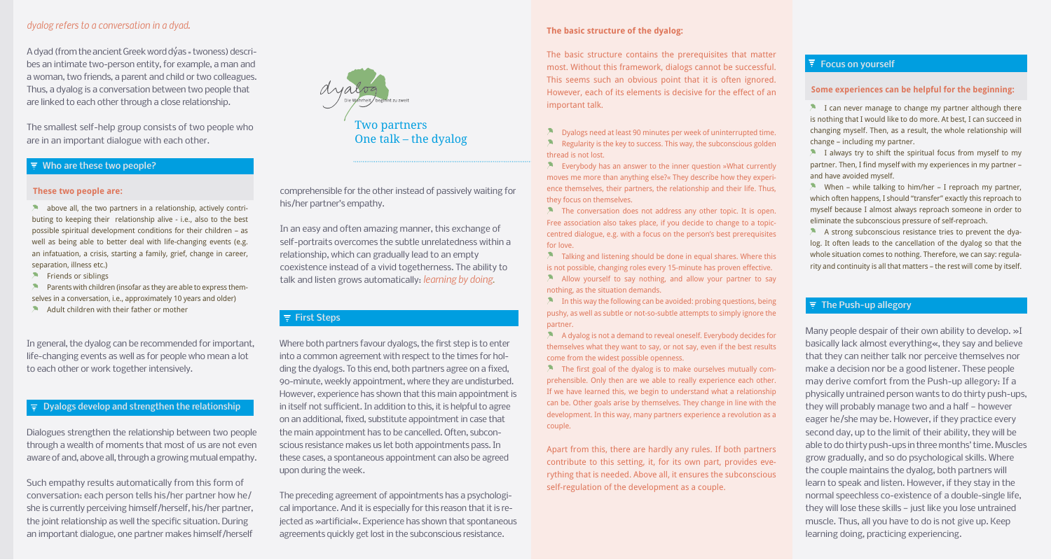*dyalog refers to a conversation in a dyad.*

A dyad (from the ancient Greek word dýas = twoness) describes an intimate two-person entity, for example, a man and a woman, two friends, a parent and child or two colleagues. Thus, a dyalog is a conversation between two people that are linked to each other through a close relationship.

The smallest self-help group consists of two people who are in an important dialogue with each other.

## Who are these two people?

### These two people are:

- above all, the two partners in a relationship, actively contributing to keeping their relationship alive - i.e., also to the best possible spiritual development conditions for their children – as well as being able to better deal with life-changing events (e.g. an infatuation, a crisis, starting a family, grief, change in career, separation, illness etc.)
- Friends or siblings
- Parents with children (insofar as they are able to express themselves in a conversation, i.e., approximately 10 years and older)
- Adult children with their father or mother

In general, the dyalog can be recommended for important, life-changing events as well as for people who mean a lot to each other or work together intensively.

## Dyalogs develop and strengthen the relationship

Dialogues strengthen the relationship between two people through a wealth of moments that most of us are not even aware of and, above all, through a growing mutual empathy.

Such empathy results automatically from this form of conversation: each person tells his/her partner how he/she is currently perceiving himself/herself, his/her partner, the joint relationship as well the specific situation. During an important dialogue, one partner makes himself/herself comprehensible for the other instead of passively waiting for his/her partner's empathy.

dyalog – Die Wahrheit beginnt zu zweit

# Two partners
# One talk – the dyalog

In an easy and often amazing manner, this exchange of self-portraits overcomes the subtle unrelatedness within a relationship, which can gradually lead to an empty coexistence instead of a vivid togetherness. The ability to talk and listen grows automatically: *learning by doing.*

## First Steps

Where both partners favour dyalogs, the first step is to enter into a common agreement with respect to the times for holding the dyalogs. To this end, both partners agree on a fixed, 90-minute, weekly appointment, where they are undisturbed. However, experience has shown that this main appointment is in itself not sufficient. In addition to this, it is helpful to agree on an additional, fixed, substitute appointment in case that the main appointment has to be cancelled. Often, subconscious resistance makes us let both appointments pass. In these cases, a spontaneous appointment can also be agreed upon during the week.

The preceding agreement of appointments has a psychological importance. And it is especially for this reason that it is rejected as »artificial«. Experience has shown that spontaneous agreements quickly get lost in the subconscious resistance.

### The basic structure of the dyalog:

The basic structure contains the prerequisites that matter most. Without this framework, dialogs cannot be successful. This seems such an obvious point that it is often ignored. However, each of its elements is decisive for the effect of an important talk.

- Dyalogs need at least 90 minutes per week of uninterrupted time.
- Regularity is the key to success. This way, the subconscious golden thread is not lost.
- Everybody has an answer to the inner question »What currently moves me more than anything else?« They describe how they experience themselves, their partners, the relationship and their life. Thus, they focus on themselves.
- The conversation does not address any other topic. It is open. Free association also takes place, if you decide to change to a topic-centred dialogue, e.g. with a focus on the person's best prerequisites for love.
- Talking and listening should be done in equal shares. Where this is not possible, changing roles every 15-minute has proven effective.
- Allow yourself to say nothing, and allow your partner to say nothing, as the situation demands.
- In this way the following can be avoided: probing questions, being pushy, as well as subtle or not-so-subtle attempts to simply ignore the partner.
- A dyalog is not a demand to reveal oneself. Everybody decides for themselves what they want to say, or not say, even if the best results come from the widest possible openness.
- The first goal of the dyalog is to make ourselves mutually comprehensible. Only then are we able to really experience each other. If we have learned this, we begin to understand what a relationship can be. Other goals arise by themselves. They change in line with the development. In this way, many partners experience a revolution as a couple.

Apart from this, there are hardly any rules. If both partners contribute to this setting, it, for its own part, provides everything that is needed. Above all, it ensures the subconscious self-regulation of the development as a couple.

## Focus on yourself

### Some experiences can be helpful for the beginning:

- I can never manage to change my partner although there is nothing that I would like to do more. At best, I can succeed in changing myself. Then, as a result, the whole relationship will change – including my partner.
- I always try to shift the spiritual focus from myself to my partner. Then, I find myself with my experiences in my partner – and have avoided myself.
- When – while talking to him/her – I reproach my partner, which often happens, I should "transfer" exactly this reproach to myself because I almost always reproach someone in order to eliminate the subconscious pressure of self-reproach.
- A strong subconscious resistance tries to prevent the dyalog. It often leads to the cancellation of the dyalog so that the whole situation comes to nothing. Therefore, we can say: regularity and continuity is all that matters – the rest will come by itself.

## The Push-up allegory

Many people despair of their own ability to develop. »I basically lack almost everything«, they say and believe that they can neither talk nor perceive themselves nor make a decision nor be a good listener. These people may derive comfort from the Push-up allegory: If a physically untrained person wants to do thirty push-ups, they will probably manage two and a half – however eager he/she may be. However, if they practice every second day, up to the limit of their ability, they will be able to do thirty push-ups in three months' time. Muscles grow gradually, and so do psychological skills. Where the couple maintains the dyalog, both partners will learn to speak and listen. However, if they stay in the normal speechless co-existence of a double-single life, they will lose these skills – just like you lose untrained muscle. Thus, all you have to do is not give up. Keep learning doing, practicing experiencing.